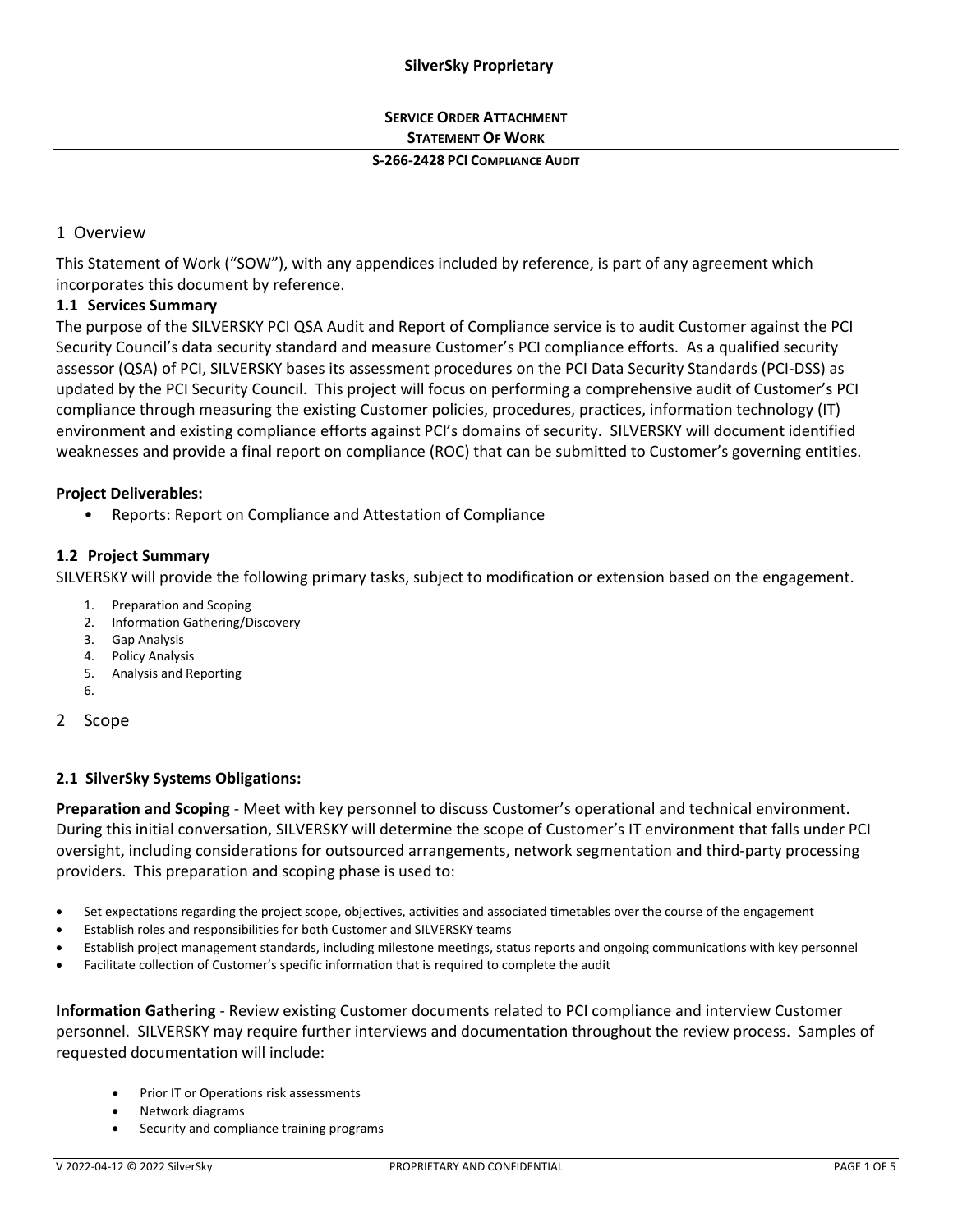**SilverSky Proprietary**

**SERVICE ORDER ATTACHMENT**
**STATEMENT OF WORK**

**S-266-2428 PCI COMPLIANCE AUDIT**

# 1 Overview

This Statement of Work ("SOW"), with any appendices included by reference, is part of any agreement which incorporates this document by reference.

## 1.1 Services Summary

The purpose of the SILVERSKY PCI QSA Audit and Report of Compliance service is to audit Customer against the PCI Security Council's data security standard and measure Customer's PCI compliance efforts. As a qualified security assessor (QSA) of PCI, SILVERSKY bases its assessment procedures on the PCI Data Security Standards (PCI-DSS) as updated by the PCI Security Council. This project will focus on performing a comprehensive audit of Customer's PCI compliance through measuring the existing Customer policies, procedures, practices, information technology (IT) environment and existing compliance efforts against PCI's domains of security. SILVERSKY will document identified weaknesses and provide a final report on compliance (ROC) that can be submitted to Customer's governing entities.

**Project Deliverables:**

- Reports: Report on Compliance and Attestation of Compliance

## 1.2 Project Summary

SILVERSKY will provide the following primary tasks, subject to modification or extension based on the engagement.

1. Preparation and Scoping
2. Information Gathering/Discovery
3. Gap Analysis
4. Policy Analysis
5. Analysis and Reporting
6.

# 2 Scope

## 2.1 SilverSky Systems Obligations:

**Preparation and Scoping** - Meet with key personnel to discuss Customer's operational and technical environment. During this initial conversation, SILVERSKY will determine the scope of Customer's IT environment that falls under PCI oversight, including considerations for outsourced arrangements, network segmentation and third-party processing providers. This preparation and scoping phase is used to:

- Set expectations regarding the project scope, objectives, activities and associated timetables over the course of the engagement
- Establish roles and responsibilities for both Customer and SILVERSKY teams
- Establish project management standards, including milestone meetings, status reports and ongoing communications with key personnel
- Facilitate collection of Customer's specific information that is required to complete the audit

**Information Gathering** - Review existing Customer documents related to PCI compliance and interview Customer personnel. SILVERSKY may require further interviews and documentation throughout the review process. Samples of requested documentation will include:

- Prior IT or Operations risk assessments
- Network diagrams
- Security and compliance training programs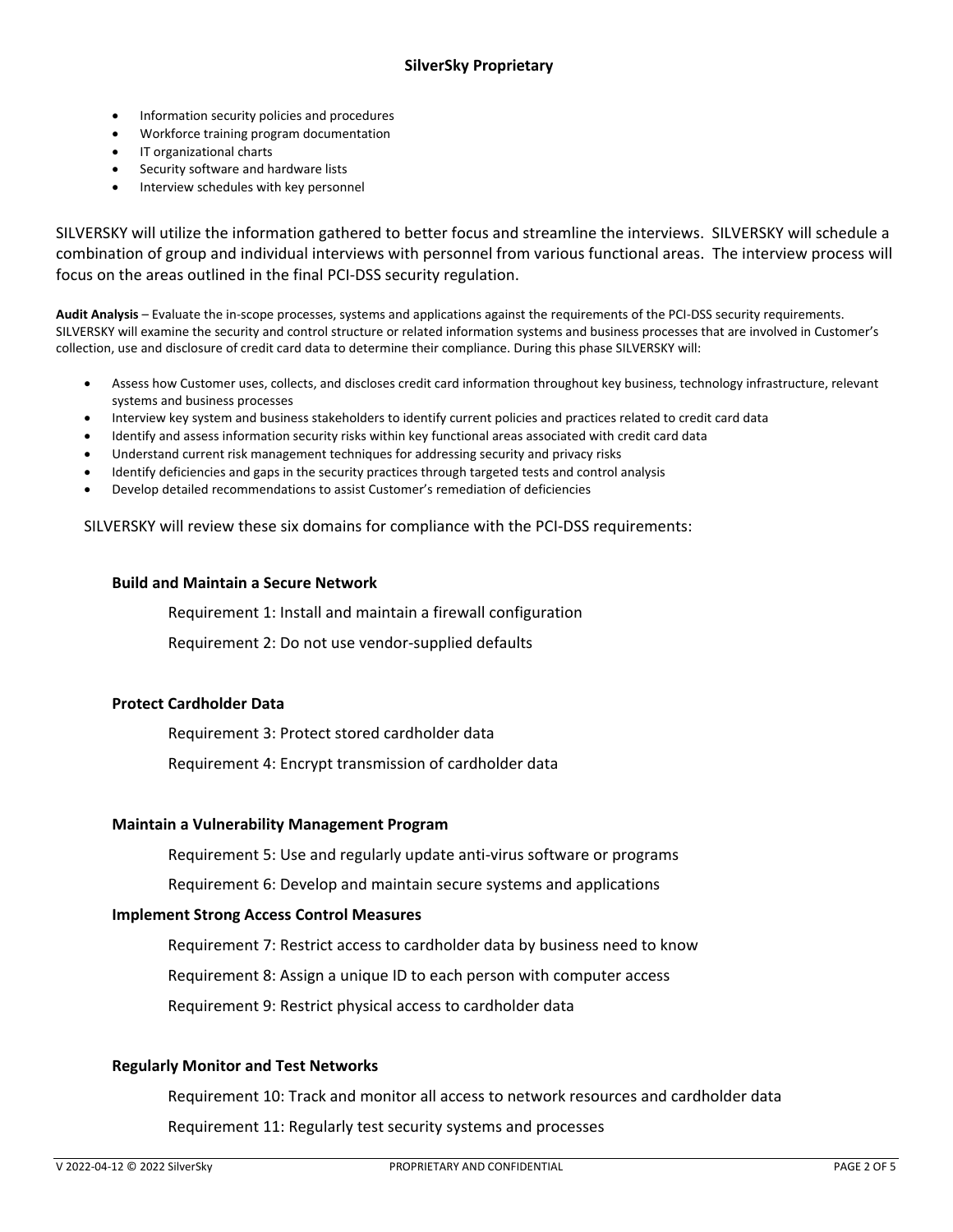- Information security policies and procedures
- Workforce training program documentation
- IT organizational charts
- Security software and hardware lists
- Interview schedules with key personnel

SILVERSKY will utilize the information gathered to better focus and streamline the interviews. SILVERSKY will schedule a combination of group and individual interviews with personnel from various functional areas. The interview process will focus on the areas outlined in the final PCI-DSS security regulation.

**Audit Analysis** – Evaluate the in-scope processes, systems and applications against the requirements of the PCI-DSS security requirements. SILVERSKY will examine the security and control structure or related information systems and business processes that are involved in Customer's collection, use and disclosure of credit card data to determine their compliance. During this phase SILVERSKY will:

- Assess how Customer uses, collects, and discloses credit card information throughout key business, technology infrastructure, relevant systems and business processes
- Interview key system and business stakeholders to identify current policies and practices related to credit card data
- Identify and assess information security risks within key functional areas associated with credit card data
- Understand current risk management techniques for addressing security and privacy risks
- Identify deficiencies and gaps in the security practices through targeted tests and control analysis
- Develop detailed recommendations to assist Customer's remediation of deficiencies

SILVERSKY will review these six domains for compliance with the PCI-DSS requirements:

**Build and Maintain a Secure Network**

Requirement 1: Install and maintain a firewall configuration

Requirement 2: Do not use vendor-supplied defaults

**Protect Cardholder Data**

Requirement 3: Protect stored cardholder data

Requirement 4: Encrypt transmission of cardholder data

**Maintain a Vulnerability Management Program**

Requirement 5: Use and regularly update anti-virus software or programs

Requirement 6: Develop and maintain secure systems and applications

**Implement Strong Access Control Measures**

Requirement 7: Restrict access to cardholder data by business need to know

Requirement 8: Assign a unique ID to each person with computer access

Requirement 9: Restrict physical access to cardholder data

**Regularly Monitor and Test Networks**

Requirement 10: Track and monitor all access to network resources and cardholder data

Requirement 11: Regularly test security systems and processes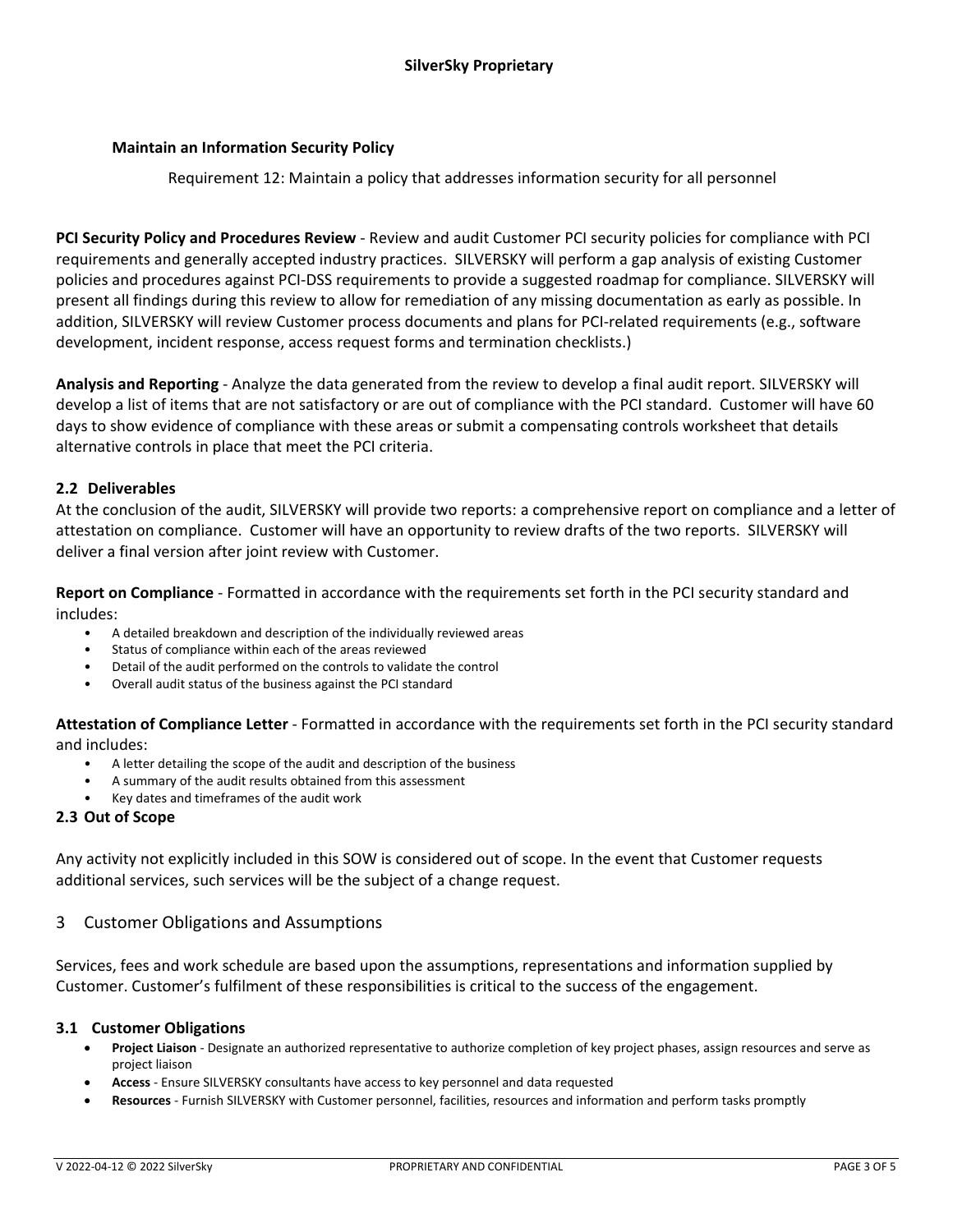**Maintain an Information Security Policy**

Requirement 12: Maintain a policy that addresses information security for all personnel

**PCI Security Policy and Procedures Review** - Review and audit Customer PCI security policies for compliance with PCI requirements and generally accepted industry practices. SILVERSKY will perform a gap analysis of existing Customer policies and procedures against PCI-DSS requirements to provide a suggested roadmap for compliance. SILVERSKY will present all findings during this review to allow for remediation of any missing documentation as early as possible. In addition, SILVERSKY will review Customer process documents and plans for PCI-related requirements (e.g., software development, incident response, access request forms and termination checklists.)

**Analysis and Reporting** - Analyze the data generated from the review to develop a final audit report. SILVERSKY will develop a list of items that are not satisfactory or are out of compliance with the PCI standard. Customer will have 60 days to show evidence of compliance with these areas or submit a compensating controls worksheet that details alternative controls in place that meet the PCI criteria.

### 2.2 Deliverables

At the conclusion of the audit, SILVERSKY will provide two reports: a comprehensive report on compliance and a letter of attestation on compliance. Customer will have an opportunity to review drafts of the two reports. SILVERSKY will deliver a final version after joint review with Customer.

**Report on Compliance** - Formatted in accordance with the requirements set forth in the PCI security standard and includes:

- A detailed breakdown and description of the individually reviewed areas
- Status of compliance within each of the areas reviewed
- Detail of the audit performed on the controls to validate the control
- Overall audit status of the business against the PCI standard

**Attestation of Compliance Letter** - Formatted in accordance with the requirements set forth in the PCI security standard and includes:

- A letter detailing the scope of the audit and description of the business
- A summary of the audit results obtained from this assessment
- Key dates and timeframes of the audit work

### 2.3 Out of Scope

Any activity not explicitly included in this SOW is considered out of scope. In the event that Customer requests additional services, such services will be the subject of a change request.

## 3 Customer Obligations and Assumptions

Services, fees and work schedule are based upon the assumptions, representations and information supplied by Customer. Customer's fulfilment of these responsibilities is critical to the success of the engagement.

### 3.1 Customer Obligations

- **Project Liaison** - Designate an authorized representative to authorize completion of key project phases, assign resources and serve as project liaison
- **Access** - Ensure SILVERSKY consultants have access to key personnel and data requested
- **Resources** - Furnish SILVERSKY with Customer personnel, facilities, resources and information and perform tasks promptly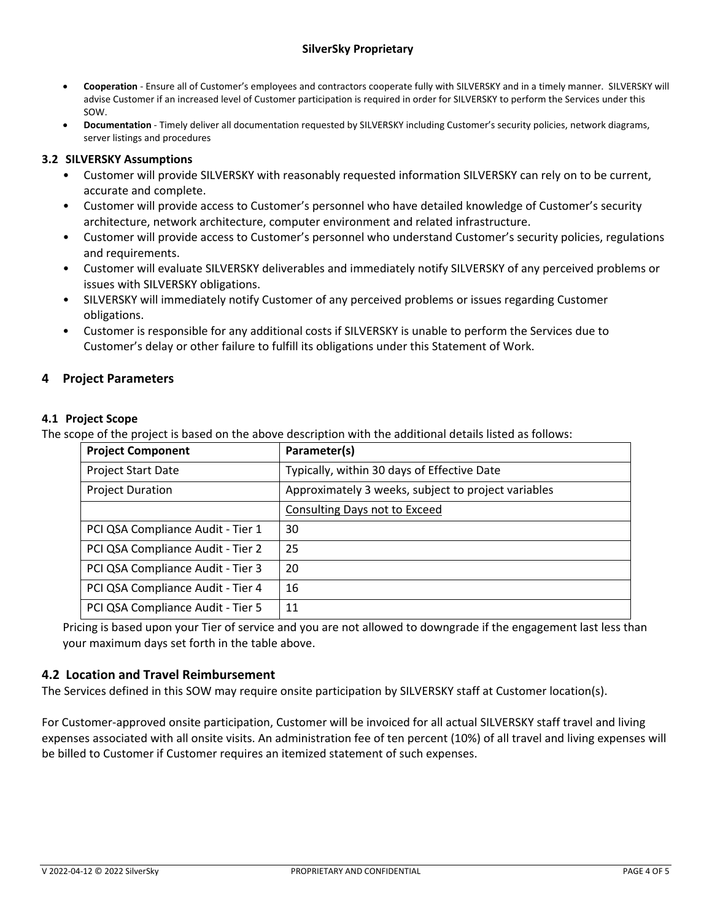- **Cooperation** - Ensure all of Customer's employees and contractors cooperate fully with SILVERSKY and in a timely manner. SILVERSKY will advise Customer if an increased level of Customer participation is required in order for SILVERSKY to perform the Services under this SOW.
- **Documentation** - Timely deliver all documentation requested by SILVERSKY including Customer's security policies, network diagrams, server listings and procedures

### 3.2 SILVERSKY Assumptions

- Customer will provide SILVERSKY with reasonably requested information SILVERSKY can rely on to be current, accurate and complete.
- Customer will provide access to Customer's personnel who have detailed knowledge of Customer's security architecture, network architecture, computer environment and related infrastructure.
- Customer will provide access to Customer's personnel who understand Customer's security policies, regulations and requirements.
- Customer will evaluate SILVERSKY deliverables and immediately notify SILVERSKY of any perceived problems or issues with SILVERSKY obligations.
- SILVERSKY will immediately notify Customer of any perceived problems or issues regarding Customer obligations.
- Customer is responsible for any additional costs if SILVERSKY is unable to perform the Services due to Customer's delay or other failure to fulfill its obligations under this Statement of Work.

## 4 Project Parameters

### 4.1 Project Scope

The scope of the project is based on the above description with the additional details listed as follows:

| Project Component | Parameter(s) |
|---|---|
| Project Start Date | Typically, within 30 days of Effective Date |
| Project Duration | Approximately 3 weeks, subject to project variables |
| | Consulting Days not to Exceed |
| PCI QSA Compliance Audit - Tier 1 | 30 |
| PCI QSA Compliance Audit - Tier 2 | 25 |
| PCI QSA Compliance Audit - Tier 3 | 20 |
| PCI QSA Compliance Audit - Tier 4 | 16 |
| PCI QSA Compliance Audit - Tier 5 | 11 |

Pricing is based upon your Tier of service and you are not allowed to downgrade if the engagement last less than your maximum days set forth in the table above.

### 4.2 Location and Travel Reimbursement

The Services defined in this SOW may require onsite participation by SILVERSKY staff at Customer location(s).

For Customer-approved onsite participation, Customer will be invoiced for all actual SILVERSKY staff travel and living expenses associated with all onsite visits. An administration fee of ten percent (10%) of all travel and living expenses will be billed to Customer if Customer requires an itemized statement of such expenses.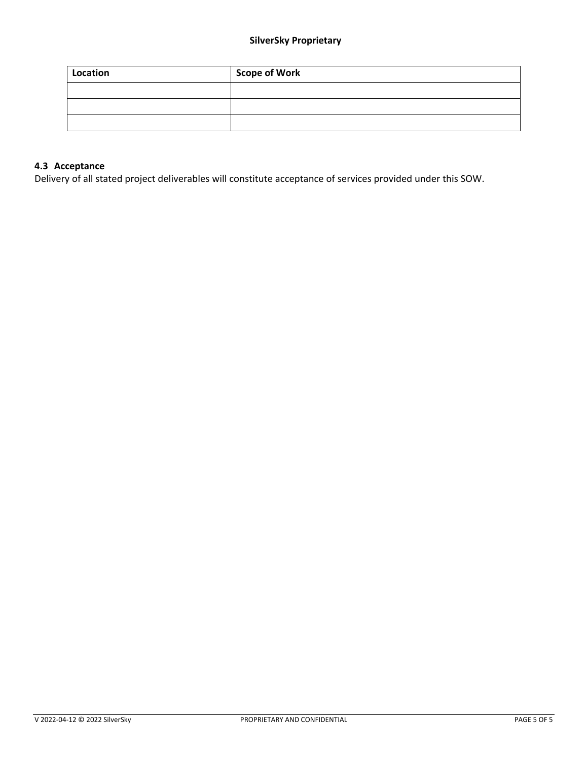| Location | Scope of Work |
| --- | --- |
| | |
| | |
| | |

### 4.3 Acceptance

Delivery of all stated project deliverables will constitute acceptance of services provided under this SOW.